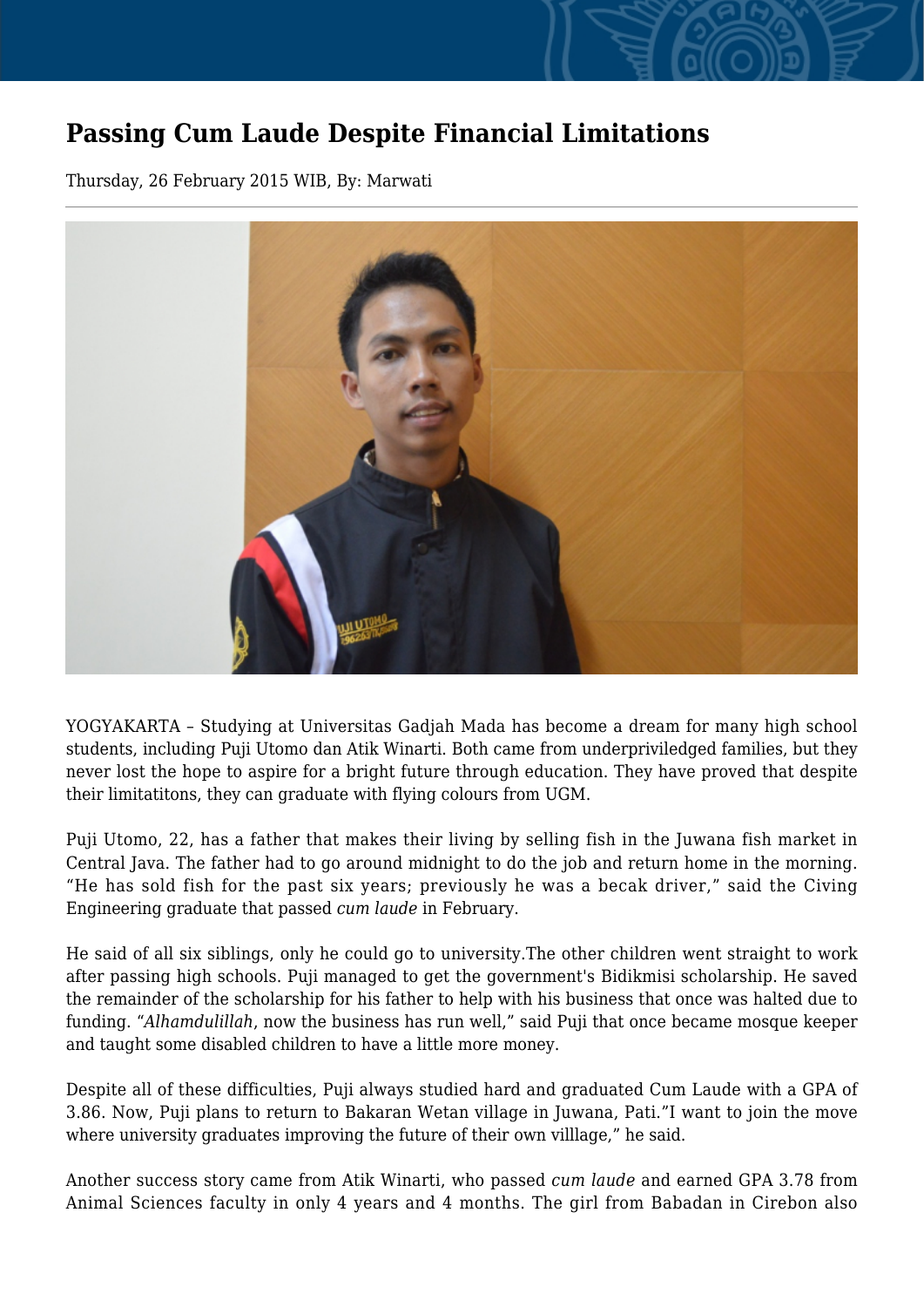# Passing Cum Laude Despite Financial Limitations

Thursday, 26 February 2015 WIB, By: Marwati

YOGYAKARTA – Studying at Universitas Gadjah Mada has become a dream for many high school students, including Puji Utomo dan Atik Winarti. Both came from underpriviledged families, but they never lost the hope to aspire for a bright future through education. They have proved that despite their limitatitons, they can graduate with flying colours from UGM.

Puji Utomo, 22, has a father that makes their living by selling fish in the Juwana fish market in Central Java. The father had to go around midnight to do the job and return home in the morning. "He has sold fish for the past six years; previously he was a becak driver," said the Civing Engineering graduate that passed *cum laude* in February.

He said of all six siblings, only he could go to university.The other children went straight to work after passing high schools. Puji managed to get the government's Bidikmisi scholarship. He saved the remainder of the scholarship for his father to help with his business that once was halted due to funding. "*Alhamdulillah*, now the business has run well," said Puji that once became mosque keeper and taught some disabled children to have a little more money.

Despite all of these difficulties, Puji always studied hard and graduated Cum Laude with a GPA of 3.86. Now, Puji plans to return to Bakaran Wetan village in Juwana, Pati."I want to join the move where university graduates improving the future of their own villlage," he said.

Another success story came from Atik Winarti, who passed *cum laude* and earned GPA 3.78 from Animal Sciences faculty in only 4 years and 4 months. The girl from Babadan in Cirebon also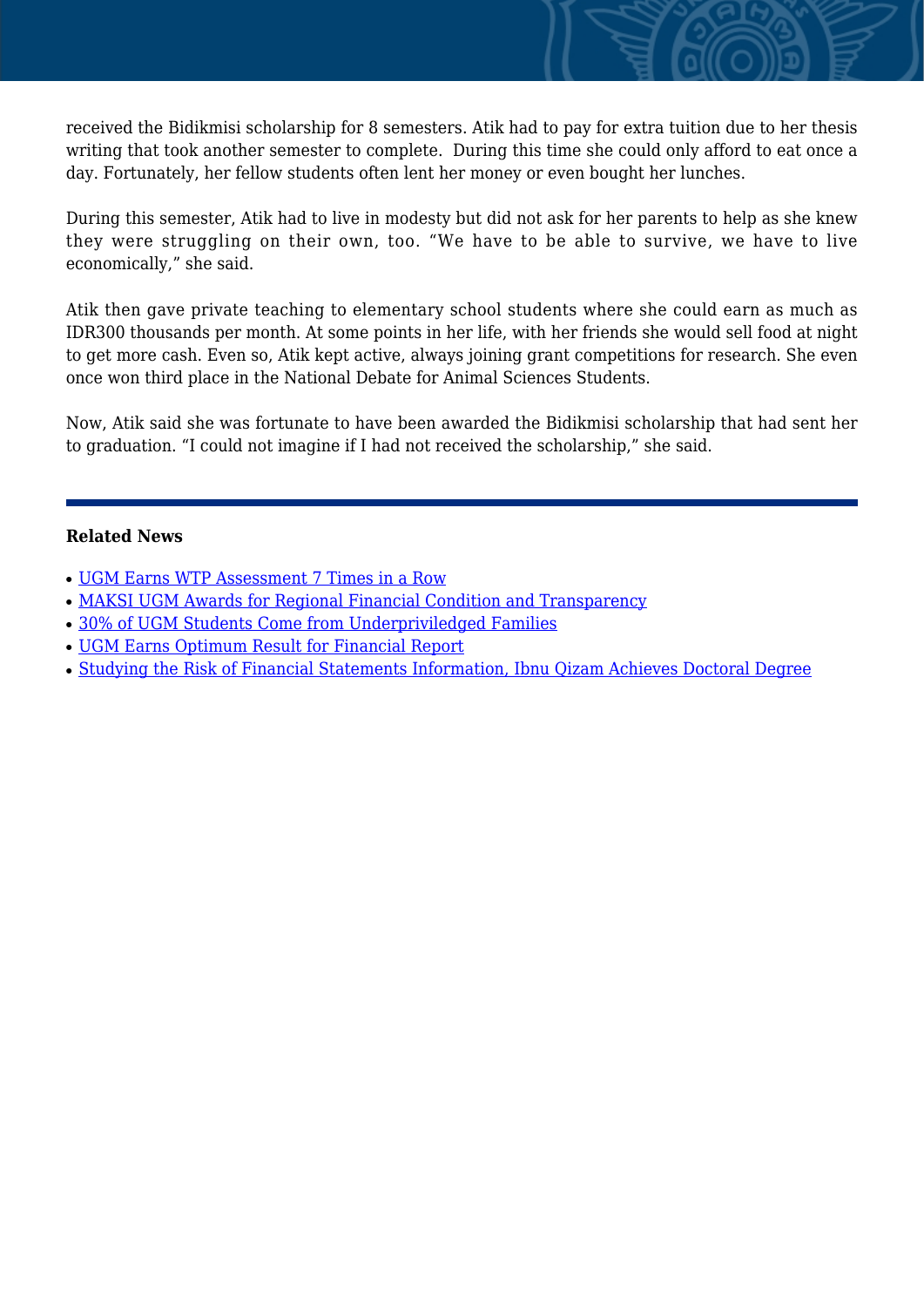received the Bidikmisi scholarship for 8 semesters. Atik had to pay for extra tuition due to her thesis writing that took another semester to complete. During this time she could only afford to eat once a day. Fortunately, her fellow students often lent her money or even bought her lunches.

During this semester, Atik had to live in modesty but did not ask for her parents to help as she knew they were struggling on their own, too. "We have to be able to survive, we have to live economically," she said.

Atik then gave private teaching to elementary school students where she could earn as much as IDR300 thousands per month. At some points in her life, with her friends she would sell food at night to get more cash. Even so, Atik kept active, always joining grant competitions for research. She even once won third place in the National Debate for Animal Sciences Students.

Now, Atik said she was fortunate to have been awarded the Bidikmisi scholarship that had sent her to graduation. "I could not imagine if I had not received the scholarship," she said.

---

**Related News**

- [UGM Earns WTP Assessment 7 Times in a Row]
- [MAKSI UGM Awards for Regional Financial Condition and Transparency]
- [30% of UGM Students Come from Underpriviledged Families]
- [UGM Earns Optimum Result for Financial Report]
- [Studying the Risk of Financial Statements Information, Ibnu Qizam Achieves Doctoral Degree]